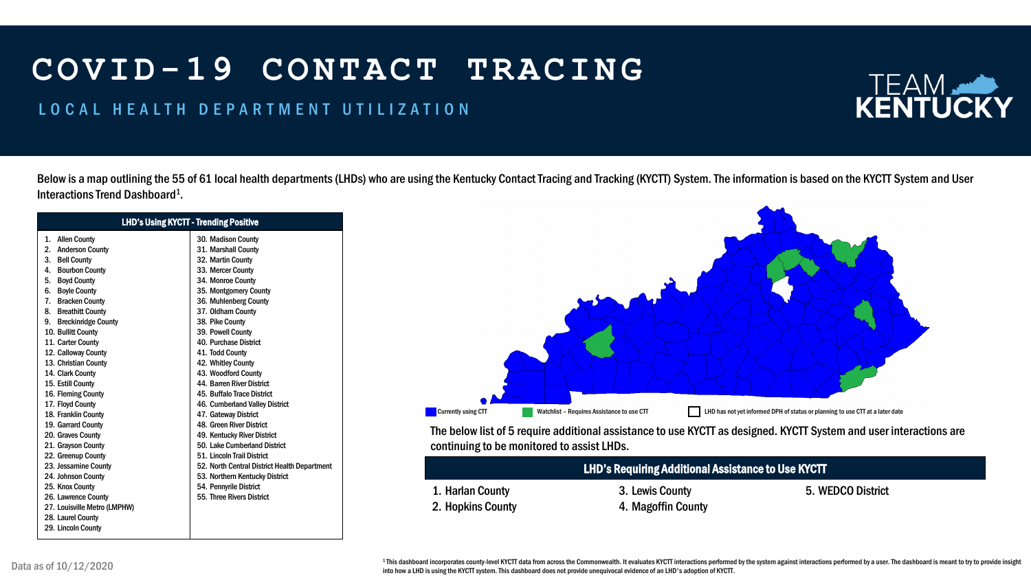# COVID-19 CONTACT TRACING

## LOCAL HEALTH DEPARTMENT UTILIZATION

TEAM KENTUCKY

Below is a map outlining the 55 of 61 local health departments (LHDs) who are using the Kentucky Contact Tracing and Tracking (KYCTT) System. The information is based on the KYCTT System and User Interactions Trend Dashboard[1].

| LHD's Using KYCTT - Trending Positive | |
|---|---|
| 1. Allen County | 30. Madison County |
| 2. Anderson County | 31. Marshall County |
| 3. Bell County | 32. Martin County |
| 4. Bourbon County | 33. Mercer County |
| 5. Boyd County | 34. Monroe County |
| 6. Boyle County | 35. Montgomery County |
| 7. Bracken County | 36. Muhlenberg County |
| 8. Breathitt County | 37. Oldham County |
| 9. Breckinridge County | 38. Pike County |
| 10. Bullitt County | 39. Powell County |
| 11. Carter County | 40. Purchase District |
| 12. Calloway County | 41. Todd County |
| 13. Christian County | 42. Whitley County |
| 14. Clark County | 43. Woodford County |
| 15. Estill County | 44. Barren River District |
| 16. Fleming County | 45. Buffalo Trace District |
| 17. Floyd County | 46. Cumberland Valley District |
| 18. Franklin County | 47. Gateway District |
| 19. Garrard County | 48. Green River District |
| 20. Graves County | 49. Kentucky River District |
| 21. Grayson County | 50. Lake Cumberland District |
| 22. Greenup County | 51. Lincoln Trail District |
| 23. Jessamine County | 52. North Central District Health Department |
| 24. Johnson County | 53. Northern Kentucky District |
| 25. Knox County | 54. Pennyrile District |
| 26. Lawrence County | 55. Three Rivers District |
| 27. Louisville Metro (LMPHW) | |
| 28. Laurel County | |
| 29. Lincoln County | |

Currently using CTT

Watchlist – Requires Assistance to use CTT

LHD has not yet informed DPH of status or planning to use CTT at a later date

The below list of 5 require additional assistance to use KYCTT as designed. KYCTT System and user interactions are continuing to be monitored to assist LHDs.

| LHD's Requiring Additional Assistance to Use KYCTT | | |
|---|---|---|
| 1. Harlan County | 3. Lewis County | 5. WEDCO District |
| 2. Hopkins County | 4. Magoffin County | |

Data as of 10/12/2020

[1] This dashboard incorporates county-level KYCTT data from across the Commonwealth. It evaluates KYCTT interactions performed by the system against interactions performed by a user. The dashboard is meant to try to provide insight into how a LHD is using the KYCTT system. This dashboard does not provide unequivocal evidence of an LHD's adoption of KYCTT.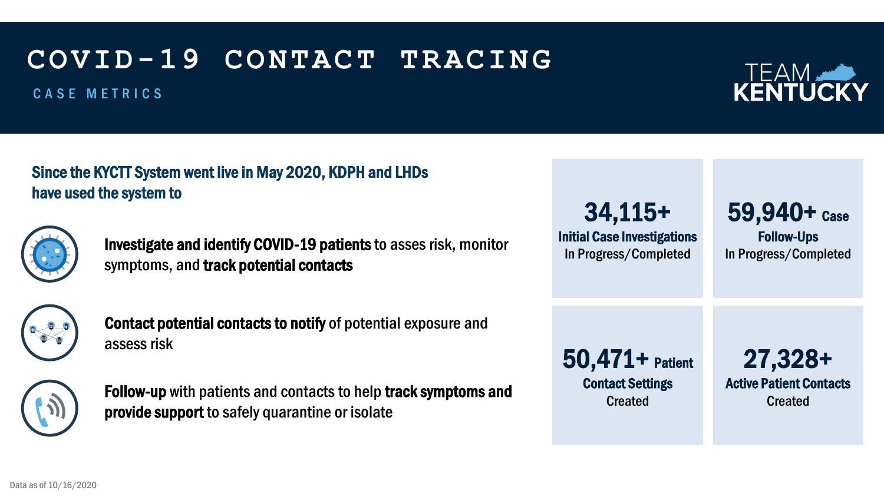# COVID-19 CONTACT TRACING

## CASE METRICS

TEAM KENTUCKY

**Since the KYCTT System went live in May 2020, KDPH and LHDs have used the system to**

- **Investigate and identify COVID-19 patients** to asses risk, monitor symptoms, and **track potential contacts**
- **Contact potential contacts to notify** of potential exposure and assess risk
- **Follow-up** with patients and contacts to help **track symptoms and provide support** to safely quarantine or isolate

**34,115+**
**Initial Case Investigations**
In Progress/Completed

**59,940+** **Case**
**Follow-Ups**
In Progress/Completed

**50,471+** **Patient**
**Contact Settings**
Created

**27,328+**
**Active Patient Contacts**
Created

Data as of 10/16/2020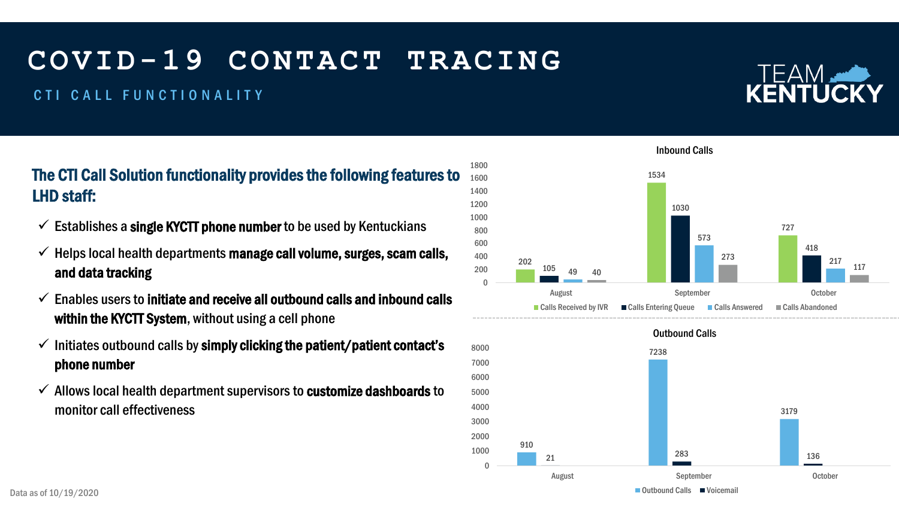# COVID-19 CONTACT TRACING

## CTI CALL FUNCTIONALITY

TEAM KENTUCKY

### The CTI Call Solution functionality provides the following features to LHD staff:

- ✓ Establishes a **single KYCTT phone number** to be used by Kentuckians
- ✓ Helps local health departments **manage call volume, surges, scam calls, and data tracking**
- ✓ Enables users to **initiate and receive all outbound calls and inbound calls within the KYCTT System**, without using a cell phone
- ✓ Initiates outbound calls by **simply clicking the patient/patient contact's phone number**
- ✓ Allows local health department supervisors to **customize dashboards** to monitor call effectiveness

Inbound Calls

1800
1600
1400
1200
1000
800
600
400
200
0

August: 202, 105, 49, 40
September: 1534, 1030, 573, 273
October: 727, 418, 217, 117

Calls Received by IVR | Calls Entering Queue | Calls Answered | Calls Abandoned

Outbound Calls

8000
7000
6000
5000
4000
3000
2000
1000
0

August: 910, 21
September: 7238, 283
October: 3179, 136

Outbound Calls | Voicemail

Data as of 10/19/2020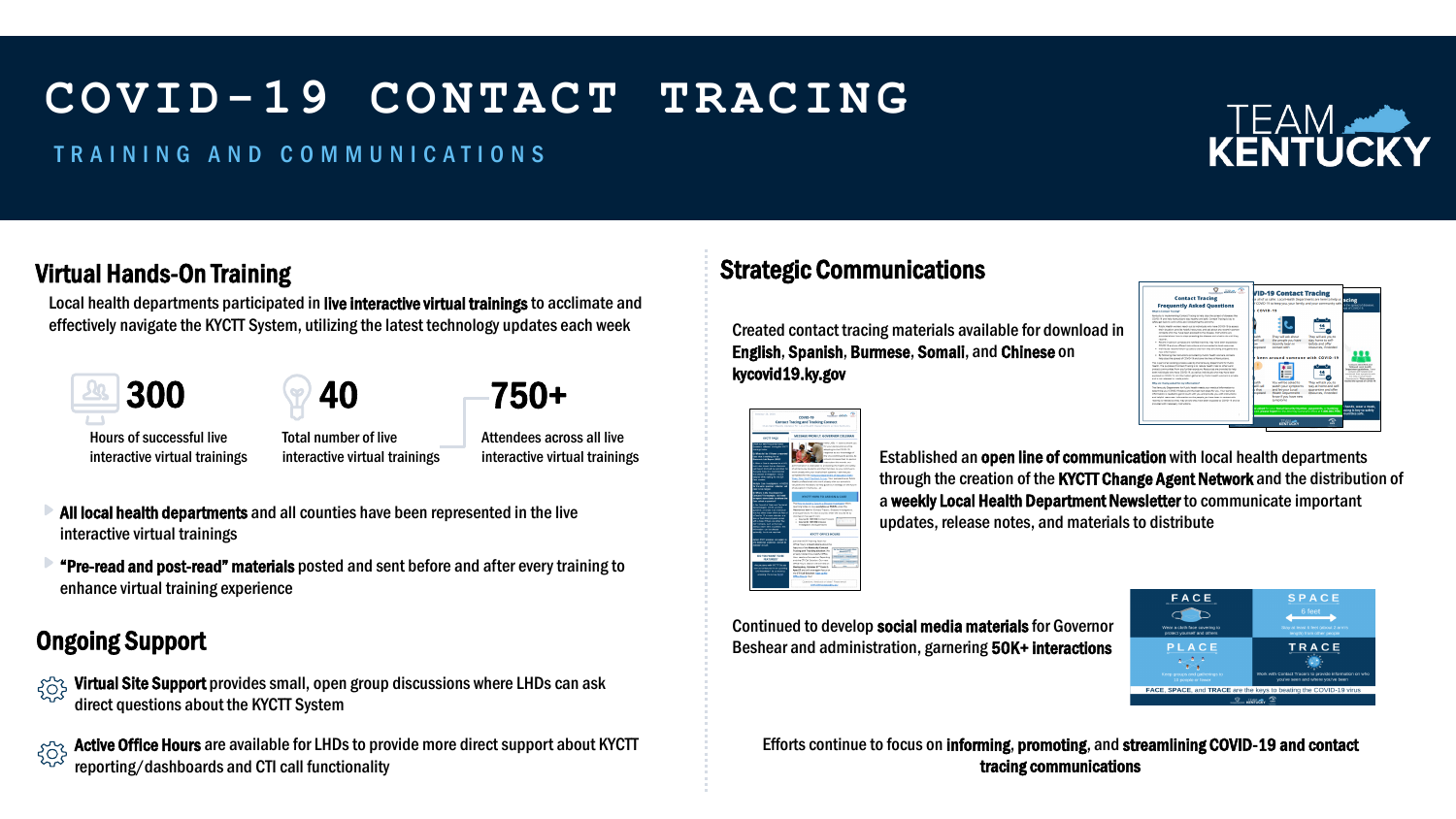# COVID-19 CONTACT TRACING

TRAINING AND COMMUNICATIONS

TEAM KENTUCKY

## Virtual Hands-On Training

Local health departments participated in **live interactive virtual trainings** to acclimate and effectively navigate the KYCTT System, utilizing the latest technology updates each week

**300**
Hours of successful live interactive virtual trainings

**40**
Total number of live interactive virtual trainings

**750+**
Attendees across all live interactive virtual trainings

- **All local health departments** and all counties have been represented in the live interactive virtual trainings
- **"Pre-read and post-read" materials** posted and sent before and after every training to enhance virtual training experience

## Ongoing Support

- **Virtual Site Support** provides small, open group discussions where LHDs can ask direct questions about the KYCTT System
- **Active Office Hours** are available for LHDs to provide more direct support about KYCTT reporting/dashboards and CTI call functionality

## Strategic Communications

Created contact tracing materials available for download in **English**, **Spanish**, **Burmese**, **Somali**, and **Chinese** on **kycovid19.ky.gov**

Established an **open line of communication** with local health departments through the creation of the **KYCTT Change Agent Network** and the distribution of a **weekly Local Health Department Newsletter** to communicate important updates, release notes, and materials to distribute

Continued to develop **social media materials** for Governor Beshear and administration, garnering **50K+ interactions**

Efforts continue to focus on **informing**, **promoting**, and **streamlining COVID-19 and contact tracing communications**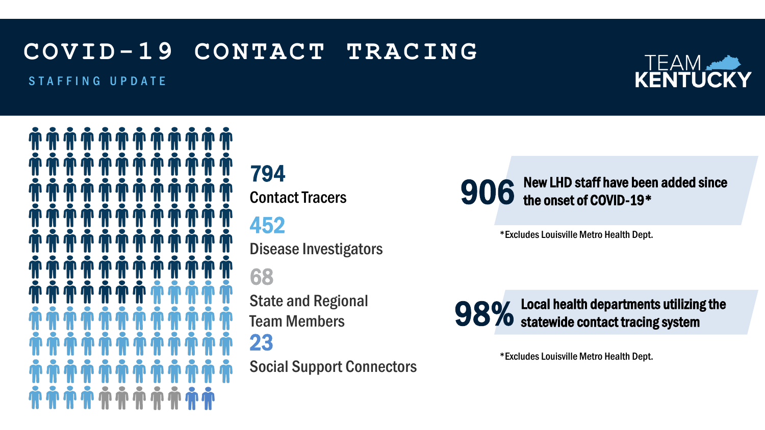# COVID-19 CONTACT TRACING

## STAFFING UPDATE

TEAM KENTUCKY

**794**
Contact Tracers

**452**
Disease Investigators

**68**
State and Regional Team Members

**23**
Social Support Connectors

**906** New LHD staff have been added since the onset of COVID-19*

*Excludes Louisville Metro Health Dept.

**98%** Local health departments utilizing the statewide contact tracing system

*Excludes Louisville Metro Health Dept.